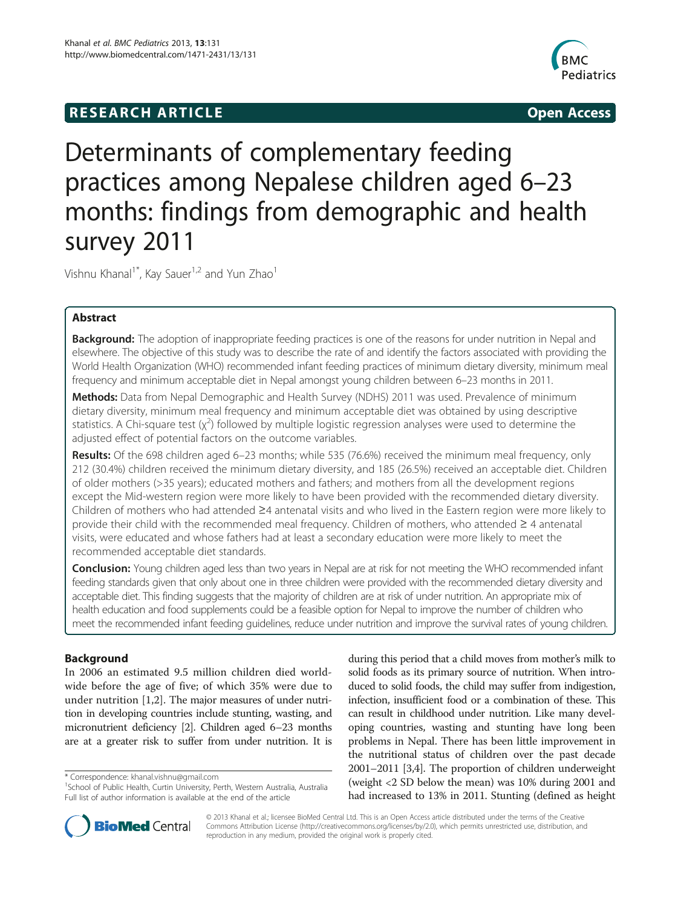**RESEARCH ARTICLE** **Open Access**

# Determinants of complementary feeding practices among Nepalese children aged 6–23 months: findings from demographic and health survey 2011

Vishnu Khanal[1*], Kay Sauer[1,2] and Yun Zhao[1]

## Abstract

**Background:** The adoption of inappropriate feeding practices is one of the reasons for under nutrition in Nepal and elsewhere. The objective of this study was to describe the rate of and identify the factors associated with providing the World Health Organization (WHO) recommended infant feeding practices of minimum dietary diversity, minimum meal frequency and minimum acceptable diet in Nepal amongst young children between 6–23 months in 2011.

**Methods:** Data from Nepal Demographic and Health Survey (NDHS) 2011 was used. Prevalence of minimum dietary diversity, minimum meal frequency and minimum acceptable diet was obtained by using descriptive statistics. A Chi-square test ($\chi^2$) followed by multiple logistic regression analyses were used to determine the adjusted effect of potential factors on the outcome variables.

**Results:** Of the 698 children aged 6–23 months; while 535 (76.6%) received the minimum meal frequency, only 212 (30.4%) children received the minimum dietary diversity, and 185 (26.5%) received an acceptable diet. Children of older mothers (>35 years); educated mothers and fathers; and mothers from all the development regions except the Mid-western region were more likely to have been provided with the recommended dietary diversity. Children of mothers who had attended ≥4 antenatal visits and who lived in the Eastern region were more likely to provide their child with the recommended meal frequency. Children of mothers, who attended ≥ 4 antenatal visits, were educated and whose fathers had at least a secondary education were more likely to meet the recommended acceptable diet standards.

**Conclusion:** Young children aged less than two years in Nepal are at risk for not meeting the WHO recommended infant feeding standards given that only about one in three children were provided with the recommended dietary diversity and acceptable diet. This finding suggests that the majority of children are at risk of under nutrition. An appropriate mix of health education and food supplements could be a feasible option for Nepal to improve the number of children who meet the recommended infant feeding guidelines, reduce under nutrition and improve the survival rates of young children.

## Background

In 2006 an estimated 9.5 million children died worldwide before the age of five; of which 35% were due to under nutrition [1,2]. The major measures of under nutrition in developing countries include stunting, wasting, and micronutrient deficiency [2]. Children aged 6–23 months are at a greater risk to suffer from under nutrition. It is during this period that a child moves from mother's milk to solid foods as its primary source of nutrition. When introduced to solid foods, the child may suffer from indigestion, infection, insufficient food or a combination of these. This can result in childhood under nutrition. Like many developing countries, wasting and stunting have long been problems in Nepal. There has been little improvement in the nutritional status of children over the past decade 2001–2011 [3,4]. The proportion of children underweight (weight <2 SD below the mean) was 10% during 2001 and had increased to 13% in 2011. Stunting (defined as height

\* Correspondence: khanal.vishnu@gmail.com
[1]School of Public Health, Curtin University, Perth, Western Australia, Australia
Full list of author information is available at the end of the article

© 2013 Khanal et al.; licensee BioMed Central Ltd. This is an Open Access article distributed under the terms of the Creative Commons Attribution License (http://creativecommons.org/licenses/by/2.0), which permits unrestricted use, distribution, and reproduction in any medium, provided the original work is properly cited.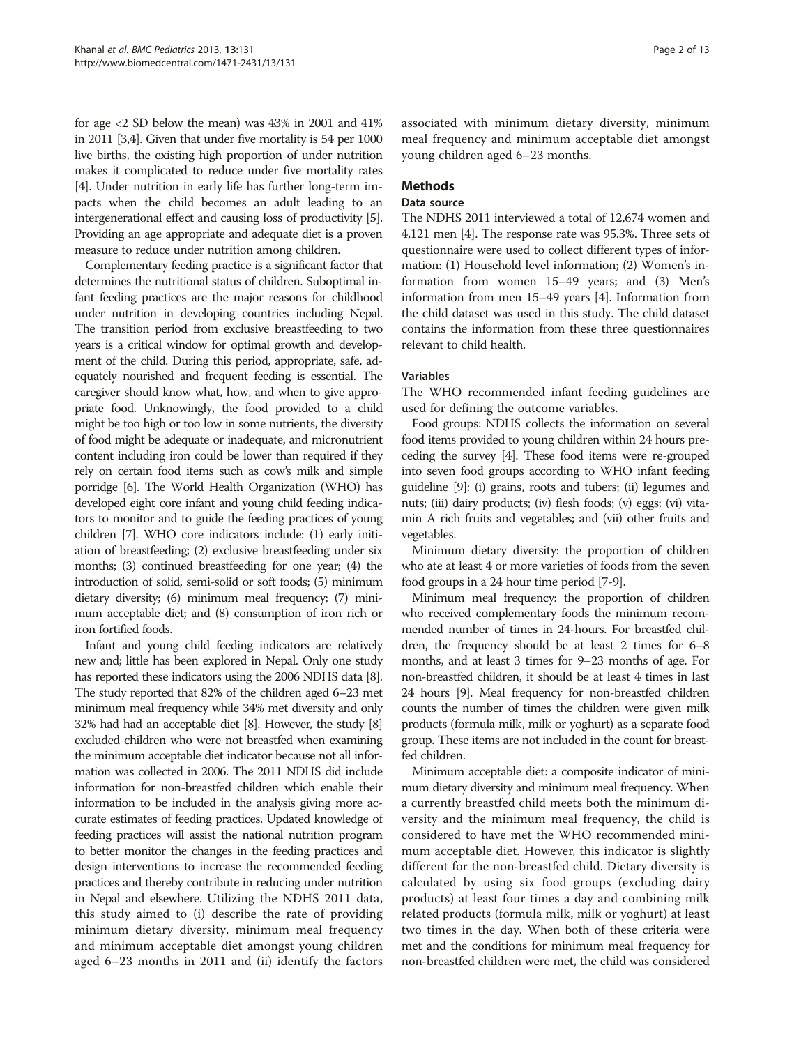for age <2 SD below the mean) was 43% in 2001 and 41% in 2011 [3,4]. Given that under five mortality is 54 per 1000 live births, the existing high proportion of under nutrition makes it complicated to reduce under five mortality rates [4]. Under nutrition in early life has further long-term impacts when the child becomes an adult leading to an intergenerational effect and causing loss of productivity [5]. Providing an age appropriate and adequate diet is a proven measure to reduce under nutrition among children.

Complementary feeding practice is a significant factor that determines the nutritional status of children. Suboptimal infant feeding practices are the major reasons for childhood under nutrition in developing countries including Nepal. The transition period from exclusive breastfeeding to two years is a critical window for optimal growth and development of the child. During this period, appropriate, safe, adequately nourished and frequent feeding is essential. The caregiver should know what, how, and when to give appropriate food. Unknowingly, the food provided to a child might be too high or too low in some nutrients, the diversity of food might be adequate or inadequate, and micronutrient content including iron could be lower than required if they rely on certain food items such as cow's milk and simple porridge [6]. The World Health Organization (WHO) has developed eight core infant and young child feeding indicators to monitor and to guide the feeding practices of young children [7]. WHO core indicators include: (1) early initiation of breastfeeding; (2) exclusive breastfeeding under six months; (3) continued breastfeeding for one year; (4) the introduction of solid, semi-solid or soft foods; (5) minimum dietary diversity; (6) minimum meal frequency; (7) minimum acceptable diet; and (8) consumption of iron rich or iron fortified foods.

Infant and young child feeding indicators are relatively new and; little has been explored in Nepal. Only one study has reported these indicators using the 2006 NDHS data [8]. The study reported that 82% of the children aged 6–23 met minimum meal frequency while 34% met diversity and only 32% had had an acceptable diet [8]. However, the study [8] excluded children who were not breastfed when examining the minimum acceptable diet indicator because not all information was collected in 2006. The 2011 NDHS did include information for non-breastfed children which enable their information to be included in the analysis giving more accurate estimates of feeding practices. Updated knowledge of feeding practices will assist the national nutrition program to better monitor the changes in the feeding practices and design interventions to increase the recommended feeding practices and thereby contribute in reducing under nutrition in Nepal and elsewhere. Utilizing the NDHS 2011 data, this study aimed to (i) describe the rate of providing minimum dietary diversity, minimum meal frequency and minimum acceptable diet amongst young children aged 6–23 months in 2011 and (ii) identify the factors associated with minimum dietary diversity, minimum meal frequency and minimum acceptable diet amongst young children aged 6–23 months.

## Methods

### Data source

The NDHS 2011 interviewed a total of 12,674 women and 4,121 men [4]. The response rate was 95.3%. Three sets of questionnaire were used to collect different types of information: (1) Household level information; (2) Women's information from women 15–49 years; and (3) Men's information from men 15–49 years [4]. Information from the child dataset was used in this study. The child dataset contains the information from these three questionnaires relevant to child health.

### Variables

The WHO recommended infant feeding guidelines are used for defining the outcome variables.

Food groups: NDHS collects the information on several food items provided to young children within 24 hours preceding the survey [4]. These food items were re-grouped into seven food groups according to WHO infant feeding guideline [9]: (i) grains, roots and tubers; (ii) legumes and nuts; (iii) dairy products; (iv) flesh foods; (v) eggs; (vi) vitamin A rich fruits and vegetables; and (vii) other fruits and vegetables.

Minimum dietary diversity: the proportion of children who ate at least 4 or more varieties of foods from the seven food groups in a 24 hour time period [7-9].

Minimum meal frequency: the proportion of children who received complementary foods the minimum recommended number of times in 24-hours. For breastfed children, the frequency should be at least 2 times for 6–8 months, and at least 3 times for 9–23 months of age. For non-breastfed children, it should be at least 4 times in last 24 hours [9]. Meal frequency for non-breastfed children counts the number of times the children were given milk products (formula milk, milk or yoghurt) as a separate food group. These items are not included in the count for breastfed children.

Minimum acceptable diet: a composite indicator of minimum dietary diversity and minimum meal frequency. When a currently breastfed child meets both the minimum diversity and the minimum meal frequency, the child is considered to have met the WHO recommended minimum acceptable diet. However, this indicator is slightly different for the non-breastfed child. Dietary diversity is calculated by using six food groups (excluding dairy products) at least four times a day and combining milk related products (formula milk, milk or yoghurt) at least two times in the day. When both of these criteria were met and the conditions for minimum meal frequency for non-breastfed children were met, the child was considered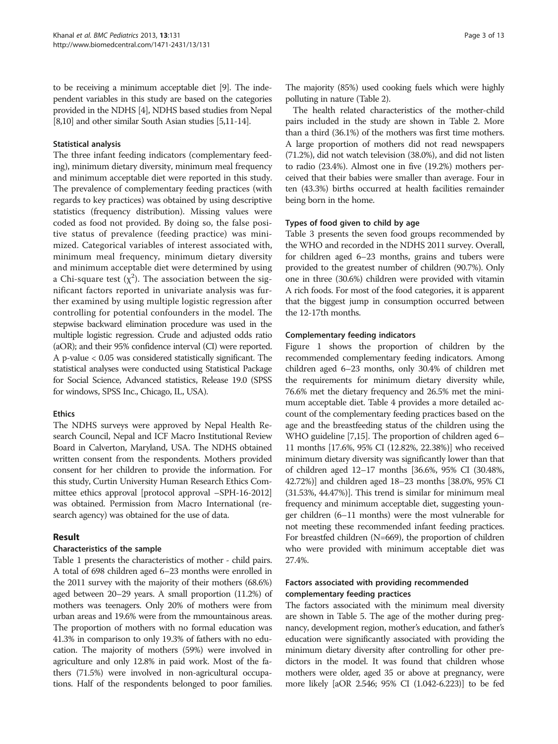to be receiving a minimum acceptable diet [9]. The independent variables in this study are based on the categories provided in the NDHS [4], NDHS based studies from Nepal [8,10] and other similar South Asian studies [5,11-14].

### Statistical analysis

The three infant feeding indicators (complementary feeding), minimum dietary diversity, minimum meal frequency and minimum acceptable diet were reported in this study. The prevalence of complementary feeding practices (with regards to key practices) was obtained by using descriptive statistics (frequency distribution). Missing values were coded as food not provided. By doing so, the false positive status of prevalence (feeding practice) was minimized. Categorical variables of interest associated with, minimum meal frequency, minimum dietary diversity and minimum acceptable diet were determined by using a Chi-square test ($\chi^2$). The association between the significant factors reported in univariate analysis was further examined by using multiple logistic regression after controlling for potential confounders in the model. The stepwise backward elimination procedure was used in the multiple logistic regression. Crude and adjusted odds ratio (aOR); and their 95% confidence interval (CI) were reported. A p-value < 0.05 was considered statistically significant. The statistical analyses were conducted using Statistical Package for Social Science, Advanced statistics, Release 19.0 (SPSS for windows, SPSS Inc., Chicago, IL, USA).

### Ethics

The NDHS surveys were approved by Nepal Health Research Council, Nepal and ICF Macro Institutional Review Board in Calverton, Maryland, USA. The NDHS obtained written consent from the respondents. Mothers provided consent for her children to provide the information. For this study, Curtin University Human Research Ethics Committee ethics approval [protocol approval –SPH-16-2012] was obtained. Permission from Macro International (research agency) was obtained for the use of data.

## Result

### Characteristics of the sample

Table 1 presents the characteristics of mother - child pairs. A total of 698 children aged 6–23 months were enrolled in the 2011 survey with the majority of their mothers (68.6%) aged between 20–29 years. A small proportion (11.2%) of mothers was teenagers. Only 20% of mothers were from urban areas and 19.6% were from the mmountainous areas. The proportion of mothers with no formal education was 41.3% in comparison to only 19.3% of fathers with no education. The majority of mothers (59%) were involved in agriculture and only 12.8% in paid work. Most of the fathers (71.5%) were involved in non-agricultural occupations. Half of the respondents belonged to poor families. The majority (85%) used cooking fuels which were highly polluting in nature (Table 2).

The health related characteristics of the mother-child pairs included in the study are shown in Table 2. More than a third (36.1%) of the mothers was first time mothers. A large proportion of mothers did not read newspapers (71.2%), did not watch television (38.0%), and did not listen to radio (23.4%). Almost one in five (19.2%) mothers perceived that their babies were smaller than average. Four in ten (43.3%) births occurred at health facilities remainder being born in the home.

### Types of food given to child by age

Table 3 presents the seven food groups recommended by the WHO and recorded in the NDHS 2011 survey. Overall, for children aged 6–23 months, grains and tubers were provided to the greatest number of children (90.7%). Only one in three (30.6%) children were provided with vitamin A rich foods. For most of the food categories, it is apparent that the biggest jump in consumption occurred between the 12-17th months.

### Complementary feeding indicators

Figure 1 shows the proportion of children by the recommended complementary feeding indicators. Among children aged 6–23 months, only 30.4% of children met the requirements for minimum dietary diversity while, 76.6% met the dietary frequency and 26.5% met the minimum acceptable diet. Table 4 provides a more detailed account of the complementary feeding practices based on the age and the breastfeeding status of the children using the WHO guideline [7,15]. The proportion of children aged 6–11 months [17.6%, 95% CI (12.82%, 22.38%)] who received minimum dietary diversity was significantly lower than that of children aged 12–17 months [36.6%, 95% CI (30.48%, 42.72%)] and children aged 18–23 months [38.0%, 95% CI (31.53%, 44.47%)]. This trend is similar for minimum meal frequency and minimum acceptable diet, suggesting younger children (6–11 months) were the most vulnerable for not meeting these recommended infant feeding practices. For breastfed children (N=669), the proportion of children who were provided with minimum acceptable diet was 27.4%.

### Factors associated with providing recommended complementary feeding practices

The factors associated with the minimum meal diversity are shown in Table 5. The age of the mother during pregnancy, development region, mother's education, and father's education were significantly associated with providing the minimum dietary diversity after controlling for other predictors in the model. It was found that children whose mothers were older, aged 35 or above at pregnancy, were more likely [aOR 2.546; 95% CI (1.042-6.223)] to be fed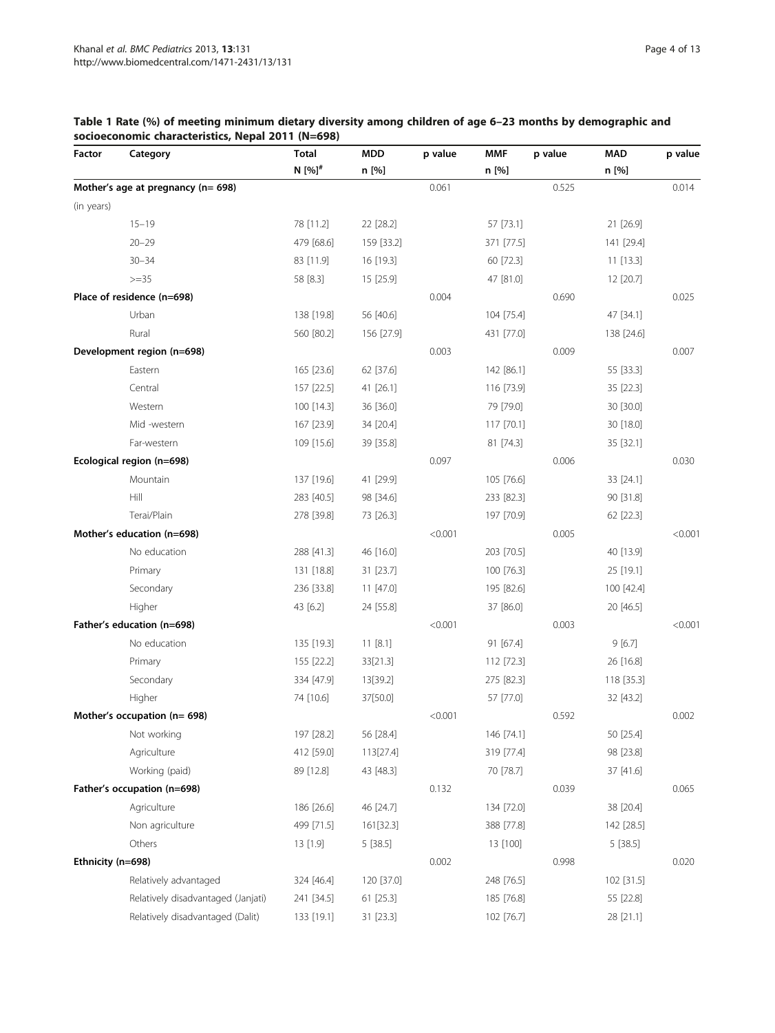**Table 1 Rate (%) of meeting minimum dietary diversity among children of age 6–23 months by demographic and socioeconomic characteristics, Nepal 2011 (N=698)**

| Factor | Category | Total N [%][#] | MDD n [%] | p value | MMF n [%] | p value | MAD n [%] | p value |
|---|---|---|---|---|---|---|---|---|
| **Mother's age at pregnancy (n= 698)** (in years) | | | | 0.061 | | 0.525 | | 0.014 |
| | 15–19 | 78 [11.2] | 22 [28.2] | | 57 [73.1] | | 21 [26.9] | |
| | 20–29 | 479 [68.6] | 159 [33.2] | | 371 [77.5] | | 141 [29.4] | |
| | 30–34 | 83 [11.9] | 16 [19.3] | | 60 [72.3] | | 11 [13.3] | |
| | >=35 | 58 [8.3] | 15 [25.9] | | 47 [81.0] | | 12 [20.7] | |
| **Place of residence (n=698)** | | | | 0.004 | | 0.690 | | 0.025 |
| | Urban | 138 [19.8] | 56 [40.6] | | 104 [75.4] | | 47 [34.1] | |
| | Rural | 560 [80.2] | 156 [27.9] | | 431 [77.0] | | 138 [24.6] | |
| **Development region (n=698)** | | | | 0.003 | | 0.009 | | 0.007 |
| | Eastern | 165 [23.6] | 62 [37.6] | | 142 [86.1] | | 55 [33.3] | |
| | Central | 157 [22.5] | 41 [26.1] | | 116 [73.9] | | 35 [22.3] | |
| | Western | 100 [14.3] | 36 [36.0] | | 79 [79.0] | | 30 [30.0] | |
| | Mid -western | 167 [23.9] | 34 [20.4] | | 117 [70.1] | | 30 [18.0] | |
| | Far-western | 109 [15.6] | 39 [35.8] | | 81 [74.3] | | 35 [32.1] | |
| **Ecological region (n=698)** | | | | 0.097 | | 0.006 | | 0.030 |
| | Mountain | 137 [19.6] | 41 [29.9] | | 105 [76.6] | | 33 [24.1] | |
| | Hill | 283 [40.5] | 98 [34.6] | | 233 [82.3] | | 90 [31.8] | |
| | Terai/Plain | 278 [39.8] | 73 [26.3] | | 197 [70.9] | | 62 [22.3] | |
| **Mother's education (n=698)** | | | | <0.001 | | 0.005 | | <0.001 |
| | No education | 288 [41.3] | 46 [16.0] | | 203 [70.5] | | 40 [13.9] | |
| | Primary | 131 [18.8] | 31 [23.7] | | 100 [76.3] | | 25 [19.1] | |
| | Secondary | 236 [33.8] | 11 [47.0] | | 195 [82.6] | | 100 [42.4] | |
| | Higher | 43 [6.2] | 24 [55.8] | | 37 [86.0] | | 20 [46.5] | |
| **Father's education (n=698)** | | | | <0.001 | | 0.003 | | <0.001 |
| | No education | 135 [19.3] | 11 [8.1] | | 91 [67.4] | | 9 [6.7] | |
| | Primary | 155 [22.2] | 33[21.3] | | 112 [72.3] | | 26 [16.8] | |
| | Secondary | 334 [47.9] | 13[39.2] | | 275 [82.3] | | 118 [35.3] | |
| | Higher | 74 [10.6] | 37[50.0] | | 57 [77.0] | | 32 [43.2] | |
| **Mother's occupation (n= 698)** | | | | <0.001 | | 0.592 | | 0.002 |
| | Not working | 197 [28.2] | 56 [28.4] | | 146 [74.1] | | 50 [25.4] | |
| | Agriculture | 412 [59.0] | 113[27.4] | | 319 [77.4] | | 98 [23.8] | |
| | Working (paid) | 89 [12.8] | 43 [48.3] | | 70 [78.7] | | 37 [41.6] | |
| **Father's occupation (n=698)** | | | | 0.132 | | 0.039 | | 0.065 |
| | Agriculture | 186 [26.6] | 46 [24.7] | | 134 [72.0] | | 38 [20.4] | |
| | Non agriculture | 499 [71.5] | 161[32.3] | | 388 [77.8] | | 142 [28.5] | |
| | Others | 13 [1.9] | 5 [38.5] | | 13 [100] | | 5 [38.5] | |
| **Ethnicity (n=698)** | | | | 0.002 | | 0.998 | | 0.020 |
| | Relatively advantaged | 324 [46.4] | 120 [37.0] | | 248 [76.5] | | 102 [31.5] | |
| | Relatively disadvantaged (Janjati) | 241 [34.5] | 61 [25.3] | | 185 [76.8] | | 55 [22.8] | |
| | Relatively disadvantaged (Dalit) | 133 [19.1] | 31 [23.3] | | 102 [76.7] | | 28 [21.1] | |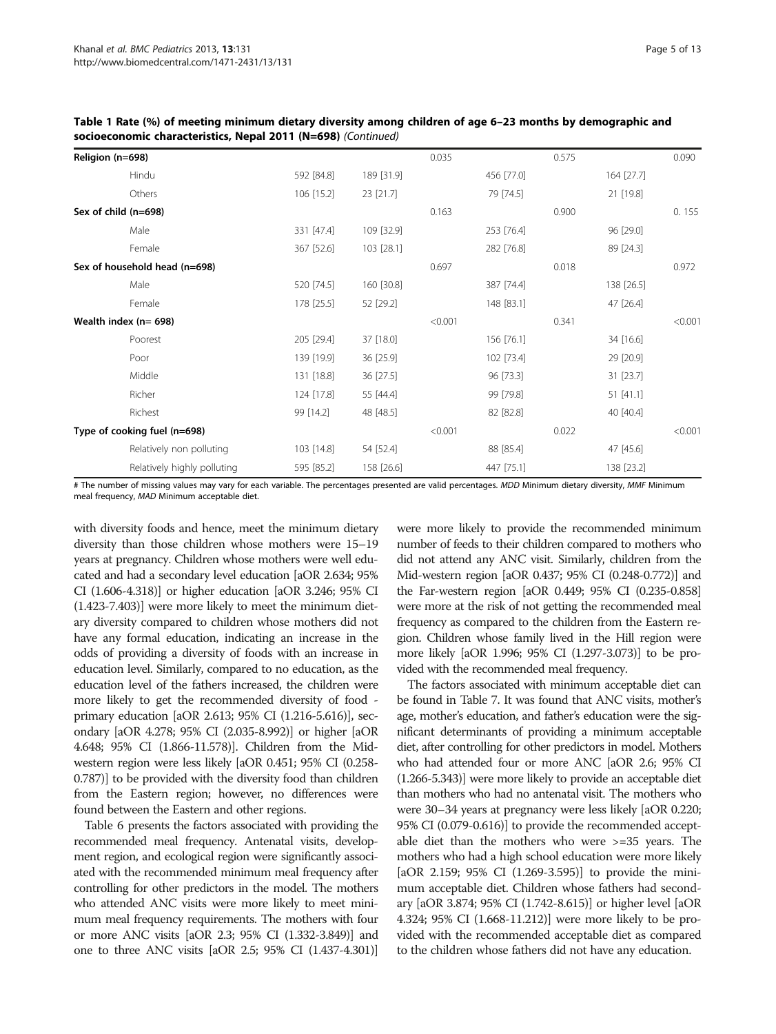**Table 1 Rate (%) of meeting minimum dietary diversity among children of age 6–23 months by demographic and socioeconomic characteristics, Nepal 2011 (N=698)** *(Continued)*

| | | | | | | | |
|---|---|---|---|---|---|---|---|
| **Religion (n=698)** | | | 0.035 | | 0.575 | | 0.090 |
| Hindu | 592 [84.8] | 189 [31.9] | | 456 [77.0] | | 164 [27.7] | |
| Others | 106 [15.2] | 23 [21.7] | | 79 [74.5] | | 21 [19.8] | |
| **Sex of child (n=698)** | | | 0.163 | | 0.900 | | 0. 155 |
| Male | 331 [47.4] | 109 [32.9] | | 253 [76.4] | | 96 [29.0] | |
| Female | 367 [52.6] | 103 [28.1] | | 282 [76.8] | | 89 [24.3] | |
| **Sex of household head (n=698)** | | | 0.697 | | 0.018 | | 0.972 |
| Male | 520 [74.5] | 160 [30.8] | | 387 [74.4] | | 138 [26.5] | |
| Female | 178 [25.5] | 52 [29.2] | | 148 [83.1] | | 47 [26.4] | |
| **Wealth index (n= 698)** | | | <0.001 | | 0.341 | | <0.001 |
| Poorest | 205 [29.4] | 37 [18.0] | | 156 [76.1] | | 34 [16.6] | |
| Poor | 139 [19.9] | 36 [25.9] | | 102 [73.4] | | 29 [20.9] | |
| Middle | 131 [18.8] | 36 [27.5] | | 96 [73.3] | | 31 [23.7] | |
| Richer | 124 [17.8] | 55 [44.4] | | 99 [79.8] | | 51 [41.1] | |
| Richest | 99 [14.2] | 48 [48.5] | | 82 [82.8] | | 40 [40.4] | |
| **Type of cooking fuel (n=698)** | | | <0.001 | | 0.022 | | <0.001 |
| Relatively non polluting | 103 [14.8] | 54 [52.4] | | 88 [85.4] | | 47 [45.6] | |
| Relatively highly polluting | 595 [85.2] | 158 [26.6] | | 447 [75.1] | | 138 [23.2] | |

# The number of missing values may vary for each variable. The percentages presented are valid percentages. *MDD* Minimum dietary diversity, *MMF* Minimum meal frequency, *MAD* Minimum acceptable diet.

with diversity foods and hence, meet the minimum dietary diversity than those children whose mothers were 15–19 years at pregnancy. Children whose mothers were well educated and had a secondary level education [aOR 2.634; 95% CI (1.606-4.318)] or higher education [aOR 3.246; 95% CI (1.423-7.403)] were more likely to meet the minimum dietary diversity compared to children whose mothers did not have any formal education, indicating an increase in the odds of providing a diversity of foods with an increase in education level. Similarly, compared to no education, as the education level of the fathers increased, the children were more likely to get the recommended diversity of food - primary education [aOR 2.613; 95% CI (1.216-5.616)], secondary [aOR 4.278; 95% CI (2.035-8.992)] or higher [aOR 4.648; 95% CI (1.866-11.578)]. Children from the Mid-western region were less likely [aOR 0.451; 95% CI (0.258-0.787)] to be provided with the diversity food than children from the Eastern region; however, no differences were found between the Eastern and other regions.

Table 6 presents the factors associated with providing the recommended meal frequency. Antenatal visits, development region, and ecological region were significantly associated with the recommended minimum meal frequency after controlling for other predictors in the model. The mothers who attended ANC visits were more likely to meet minimum meal frequency requirements. The mothers with four or more ANC visits [aOR 2.3; 95% CI (1.332-3.849)] and one to three ANC visits [aOR 2.5; 95% CI (1.437-4.301)] were more likely to provide the recommended minimum number of feeds to their children compared to mothers who did not attend any ANC visit. Similarly, children from the Mid-western region [aOR 0.437; 95% CI (0.248-0.772)] and the Far-western region [aOR 0.449; 95% CI (0.235-0.858] were more at the risk of not getting the recommended meal frequency as compared to the children from the Eastern region. Children whose family lived in the Hill region were more likely [aOR 1.996; 95% CI (1.297-3.073)] to be provided with the recommended meal frequency.

The factors associated with minimum acceptable diet can be found in Table 7. It was found that ANC visits, mother's age, mother's education, and father's education were the significant determinants of providing a minimum acceptable diet, after controlling for other predictors in model. Mothers who had attended four or more ANC [aOR 2.6; 95% CI (1.266-5.343)] were more likely to provide an acceptable diet than mothers who had no antenatal visit. The mothers who were 30–34 years at pregnancy were less likely [aOR 0.220; 95% CI (0.079-0.616)] to provide the recommended acceptable diet than the mothers who were >=35 years. The mothers who had a high school education were more likely [aOR 2.159; 95% CI (1.269-3.595)] to provide the minimum acceptable diet. Children whose fathers had secondary [aOR 3.874; 95% CI (1.742-8.615)] or higher level [aOR 4.324; 95% CI (1.668-11.212)] were more likely to be provided with the recommended acceptable diet as compared to the children whose fathers did not have any education.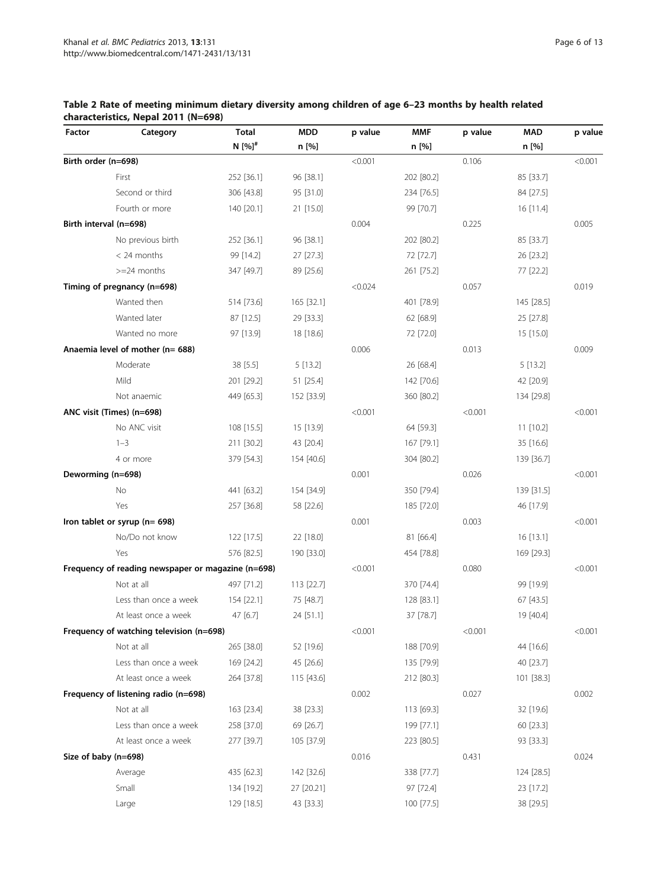**Table 2 Rate of meeting minimum dietary diversity among children of age 6–23 months by health related characteristics, Nepal 2011 (N=698)**

| Factor | Category | Total N [%][#] | MDD n [%] | p value | MMF n [%] | p value | MAD n [%] | p value |
|---|---|---|---|---|---|---|---|---|
| **Birth order (n=698)** | | | | <0.001 | | 0.106 | | <0.001 |
| | First | 252 [36.1] | 96 [38.1] | | 202 [80.2] | | 85 [33.7] | |
| | Second or third | 306 [43.8] | 95 [31.0] | | 234 [76.5] | | 84 [27.5] | |
| | Fourth or more | 140 [20.1] | 21 [15.0] | | 99 [70.7] | | 16 [11.4] | |
| **Birth interval (n=698)** | | | | 0.004 | | 0.225 | | 0.005 |
| | No previous birth | 252 [36.1] | 96 [38.1] | | 202 [80.2] | | 85 [33.7] | |
| | < 24 months | 99 [14.2] | 27 [27.3] | | 72 [72.7] | | 26 [23.2] | |
| | >=24 months | 347 [49.7] | 89 [25.6] | | 261 [75.2] | | 77 [22.2] | |
| **Timing of pregnancy (n=698)** | | | | <0.024 | | 0.057 | | 0.019 |
| | Wanted then | 514 [73.6] | 165 [32.1] | | 401 [78.9] | | 145 [28.5] | |
| | Wanted later | 87 [12.5] | 29 [33.3] | | 62 [68.9] | | 25 [27.8] | |
| | Wanted no more | 97 [13.9] | 18 [18.6] | | 72 [72.0] | | 15 [15.0] | |
| **Anaemia level of mother (n= 688)** | | | | 0.006 | | 0.013 | | 0.009 |
| | Moderate | 38 [5.5] | 5 [13.2] | | 26 [68.4] | | 5 [13.2] | |
| | Mild | 201 [29.2] | 51 [25.4] | | 142 [70.6] | | 42 [20.9] | |
| | Not anaemic | 449 [65.3] | 152 [33.9] | | 360 [80.2] | | 134 [29.8] | |
| **ANC visit (Times) (n=698)** | | | | <0.001 | | <0.001 | | <0.001 |
| | No ANC visit | 108 [15.5] | 15 [13.9] | | 64 [59.3] | | 11 [10.2] | |
| | 1–3 | 211 [30.2] | 43 [20.4] | | 167 [79.1] | | 35 [16.6] | |
| | 4 or more | 379 [54.3] | 154 [40.6] | | 304 [80.2] | | 139 [36.7] | |
| **Deworming (n=698)** | | | | 0.001 | | 0.026 | | <0.001 |
| | No | 441 [63.2] | 154 [34.9] | | 350 [79.4] | | 139 [31.5] | |
| | Yes | 257 [36.8] | 58 [22.6] | | 185 [72.0] | | 46 [17.9] | |
| **Iron tablet or syrup (n= 698)** | | | | 0.001 | | 0.003 | | <0.001 |
| | No/Do not know | 122 [17.5] | 22 [18.0] | | 81 [66.4] | | 16 [13.1] | |
| | Yes | 576 [82.5] | 190 [33.0] | | 454 [78.8] | | 169 [29.3] | |
| **Frequency of reading newspaper or magazine (n=698)** | | | | <0.001 | | 0.080 | | <0.001 |
| | Not at all | 497 [71.2] | 113 [22.7] | | 370 [74.4] | | 99 [19.9] | |
| | Less than once a week | 154 [22.1] | 75 [48.7] | | 128 [83.1] | | 67 [43.5] | |
| | At least once a week | 47 [6.7] | 24 [51.1] | | 37 [78.7] | | 19 [40.4] | |
| **Frequency of watching television (n=698)** | | | | <0.001 | | <0.001 | | <0.001 |
| | Not at all | 265 [38.0] | 52 [19.6] | | 188 [70.9] | | 44 [16.6] | |
| | Less than once a week | 169 [24.2] | 45 [26.6] | | 135 [79.9] | | 40 [23.7] | |
| | At least once a week | 264 [37.8] | 115 [43.6] | | 212 [80.3] | | 101 [38.3] | |
| **Frequency of listening radio (n=698)** | | | | 0.002 | | 0.027 | | 0.002 |
| | Not at all | 163 [23.4] | 38 [23.3] | | 113 [69.3] | | 32 [19.6] | |
| | Less than once a week | 258 [37.0] | 69 [26.7] | | 199 [77.1] | | 60 [23.3] | |
| | At least once a week | 277 [39.7] | 105 [37.9] | | 223 [80.5] | | 93 [33.3] | |
| **Size of baby (n=698)** | | | | 0.016 | | 0.431 | | 0.024 |
| | Average | 435 [62.3] | 142 [32.6] | | 338 [77.7] | | 124 [28.5] | |
| | Small | 134 [19.2] | 27 [20.21] | | 97 [72.4] | | 23 [17.2] | |
| | Large | 129 [18.5] | 43 [33.3] | | 100 [77.5] | | 38 [29.5] | |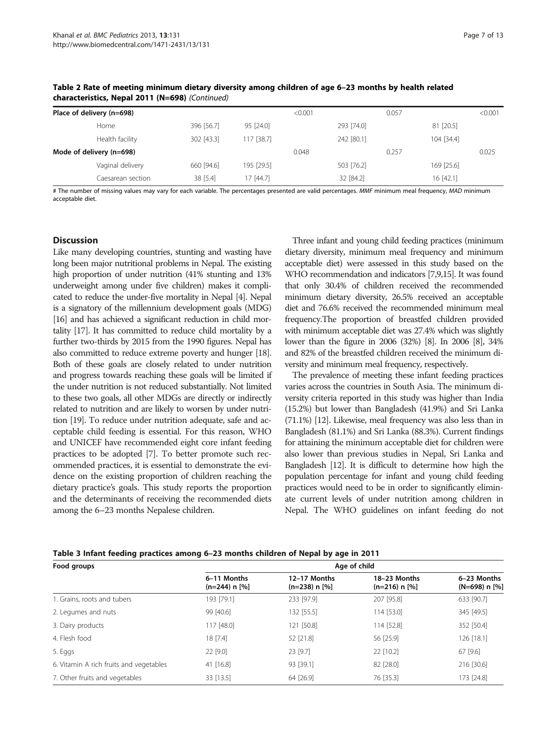**Table 2 Rate of meeting minimum dietary diversity among children of age 6–23 months by health related characteristics, Nepal 2011 (N=698)** *(Continued)*

| | | | | | | | |
|---|---|---|---|---|---|---|---|
| **Place of delivery (n=698)** | | | <0.001 | | 0.057 | | <0.001 |
| Home | 396 [56.7] | 95 [24.0] | | 293 [74.0] | | 81 [20.5] | |
| Health facility | 302 [43.3] | 117 [38.7] | | 242 [80.1] | | 104 [34.4] | |
| **Mode of delivery (n=698)** | | | 0.048 | | 0.257 | | 0.025 |
| Vaginal delivery | 660 [94.6] | 195 [29.5] | | 503 [76.2] | | 169 [25.6] | |
| Caesarean section | 38 [5.4] | 17 [44.7] | | 32 [84.2] | | 16 [42.1] | |

# The number of missing values may vary for each variable. The percentages presented are valid percentages. *MMF* minimum meal frequency, *MAD* minimum acceptable diet.

## Discussion

Like many developing countries, stunting and wasting have long been major nutritional problems in Nepal. The existing high proportion of under nutrition (41% stunting and 13% underweight among under five children) makes it complicated to reduce the under-five mortality in Nepal [4]. Nepal is a signatory of the millennium development goals (MDG) [16] and has achieved a significant reduction in child mortality [17]. It has committed to reduce child mortality by a further two-thirds by 2015 from the 1990 figures. Nepal has also committed to reduce extreme poverty and hunger [18]. Both of these goals are closely related to under nutrition and progress towards reaching these goals will be limited if the under nutrition is not reduced substantially. Not limited to these two goals, all other MDGs are directly or indirectly related to nutrition and are likely to worsen by under nutrition [19]. To reduce under nutrition adequate, safe and acceptable child feeding is essential. For this reason, WHO and UNICEF have recommended eight core infant feeding practices to be adopted [7]. To better promote such recommended practices, it is essential to demonstrate the evidence on the existing proportion of children reaching the dietary practice's goals. This study reports the proportion and the determinants of receiving the recommended diets among the 6–23 months Nepalese children.

Three infant and young child feeding practices (minimum dietary diversity, minimum meal frequency and minimum acceptable diet) were assessed in this study based on the WHO recommendation and indicators [7,9,15]. It was found that only 30.4% of children received the recommended minimum dietary diversity, 26.5% received an acceptable diet and 76.6% received the recommended minimum meal frequency.The proportion of breastfed children provided with minimum acceptable diet was 27.4% which was slightly lower than the figure in 2006 (32%) [8]. In 2006 [8], 34% and 82% of the breastfed children received the minimum diversity and minimum meal frequency, respectively.

The prevalence of meeting these infant feeding practices varies across the countries in South Asia. The minimum diversity criteria reported in this study was higher than India (15.2%) but lower than Bangladesh (41.9%) and Sri Lanka (71.1%) [12]. Likewise, meal frequency was also less than in Bangladesh (81.1%) and Sri Lanka (88.3%). Current findings for attaining the minimum acceptable diet for children were also lower than previous studies in Nepal, Sri Lanka and Bangladesh [12]. It is difficult to determine how high the population percentage for infant and young child feeding practices would need to be in order to significantly eliminate current levels of under nutrition among children in Nepal. The WHO guidelines on infant feeding do not

**Table 3 Infant feeding practices among 6–23 months children of Nepal by age in 2011**

| Food groups | Age of child | | | |
|---|---|---|---|---|
| | 6–11 Months (n=244) n [%] | 12–17 Months (n=238) n [%] | 18–23 Months (n=216) n [%] | 6–23 Months (N=698) n [%] |
| 1. Grains, roots and tubers | 193 [79.1] | 233 [97.9] | 207 [95.8] | 633 [90.7] |
| 2. Legumes and nuts | 99 [40.6] | 132 [55.5] | 114 [53.0] | 345 [49.5] |
| 3. Dairy products | 117 [48.0] | 121 [50.8] | 114 [52.8] | 352 [50.4] |
| 4. Flesh food | 18 [7.4] | 52 [21.8] | 56 [25.9] | 126 [18.1] |
| 5. Eggs | 22 [9.0] | 23 [9.7] | 22 [10.2] | 67 [9.6] |
| 6. Vitamin A rich fruits and vegetables | 41 [16.8] | 93 [39.1] | 82 [28.0] | 216 [30.6] |
| 7. Other fruits and vegetables | 33 [13.5] | 64 [26.9] | 76 [35.3] | 173 [24.8] |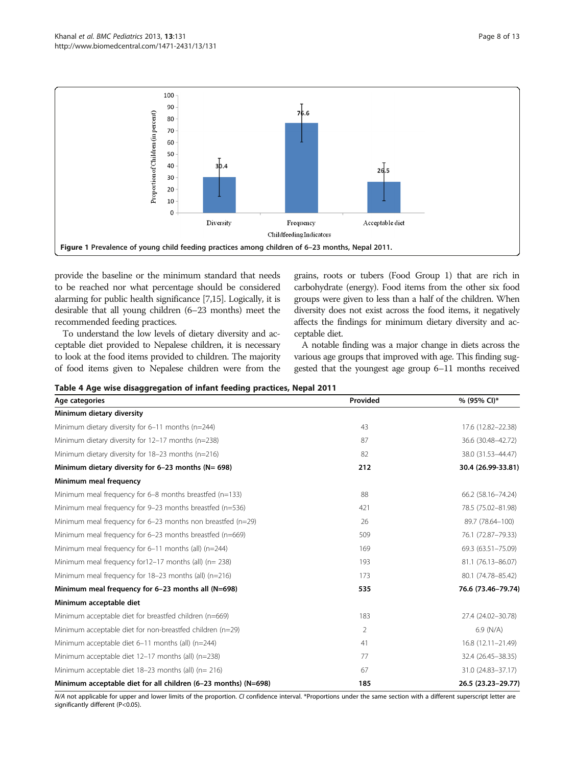Figure 1 Prevalence of young child feeding practices among children of 6–23 months, Nepal 2011.

provide the baseline or the minimum standard that needs to be reached nor what percentage should be considered alarming for public health significance [7,15]. Logically, it is desirable that all young children (6–23 months) meet the recommended feeding practices.

To understand the low levels of dietary diversity and acceptable diet provided to Nepalese children, it is necessary to look at the food items provided to children. The majority of food items given to Nepalese children were from the grains, roots or tubers (Food Group 1) that are rich in carbohydrate (energy). Food items from the other six food groups were given to less than a half of the children. When diversity does not exist across the food items, it negatively affects the findings for minimum dietary diversity and acceptable diet.

A notable finding was a major change in diets across the various age groups that improved with age. This finding suggested that the youngest age group 6–11 months received

**Table 4 Age wise disaggregation of infant feeding practices, Nepal 2011**

| Age categories | Provided | % (95% CI)* |
|---|---|---|
| **Minimum dietary diversity** | | |
| Minimum dietary diversity for 6–11 months (n=244) | 43 | 17.6 (12.82–22.38) |
| Minimum dietary diversity for 12–17 months (n=238) | 87 | 36.6 (30.48–42.72) |
| Minimum dietary diversity for 18–23 months (n=216) | 82 | 38.0 (31.53–44.47) |
| **Minimum dietary diversity for 6–23 months (N= 698)** | **212** | **30.4 (26.99-33.81)** |
| **Minimum meal frequency** | | |
| Minimum meal frequency for 6–8 months breastfed (n=133) | 88 | 66.2 (58.16–74.24) |
| Minimum meal frequency for 9–23 months breastfed (n=536) | 421 | 78.5 (75.02–81.98) |
| Minimum meal frequency for 6–23 months non breastfed (n=29) | 26 | 89.7 (78.64–100) |
| Minimum meal frequency for 6–23 months breastfed (n=669) | 509 | 76.1 (72.87–79.33) |
| Minimum meal frequency for 6–11 months (all) (n=244) | 169 | 69.3 (63.51–75.09) |
| Minimum meal frequency for12–17 months (all) (n= 238) | 193 | 81.1 (76.13–86.07) |
| Minimum meal frequency for 18–23 months (all) (n=216) | 173 | 80.1 (74.78–85.42) |
| **Minimum meal frequency for 6–23 months all (N=698)** | **535** | **76.6 (73.46–79.74)** |
| **Minimum acceptable diet** | | |
| Minimum acceptable diet for breastfed children (n=669) | 183 | 27.4 (24.02–30.78) |
| Minimum acceptable diet for non-breastfed children (n=29) | 2 | 6.9 (N/A) |
| Minimum acceptable diet 6–11 months (all) (n=244) | 41 | 16.8 (12.11–21.49) |
| Minimum acceptable diet 12–17 months (all) (n=238) | 77 | 32.4 (26.45–38.35) |
| Minimum acceptable diet 18–23 months (all) (n= 216) | 67 | 31.0 (24.83–37.17) |
| **Minimum acceptable diet for all children (6–23 months) (N=698)** | **185** | **26.5 (23.23–29.77)** |

*N/A* not applicable for upper and lower limits of the proportion. *CI* confidence interval. *Proportions under the same section with a different superscript letter are significantly different (P<0.05).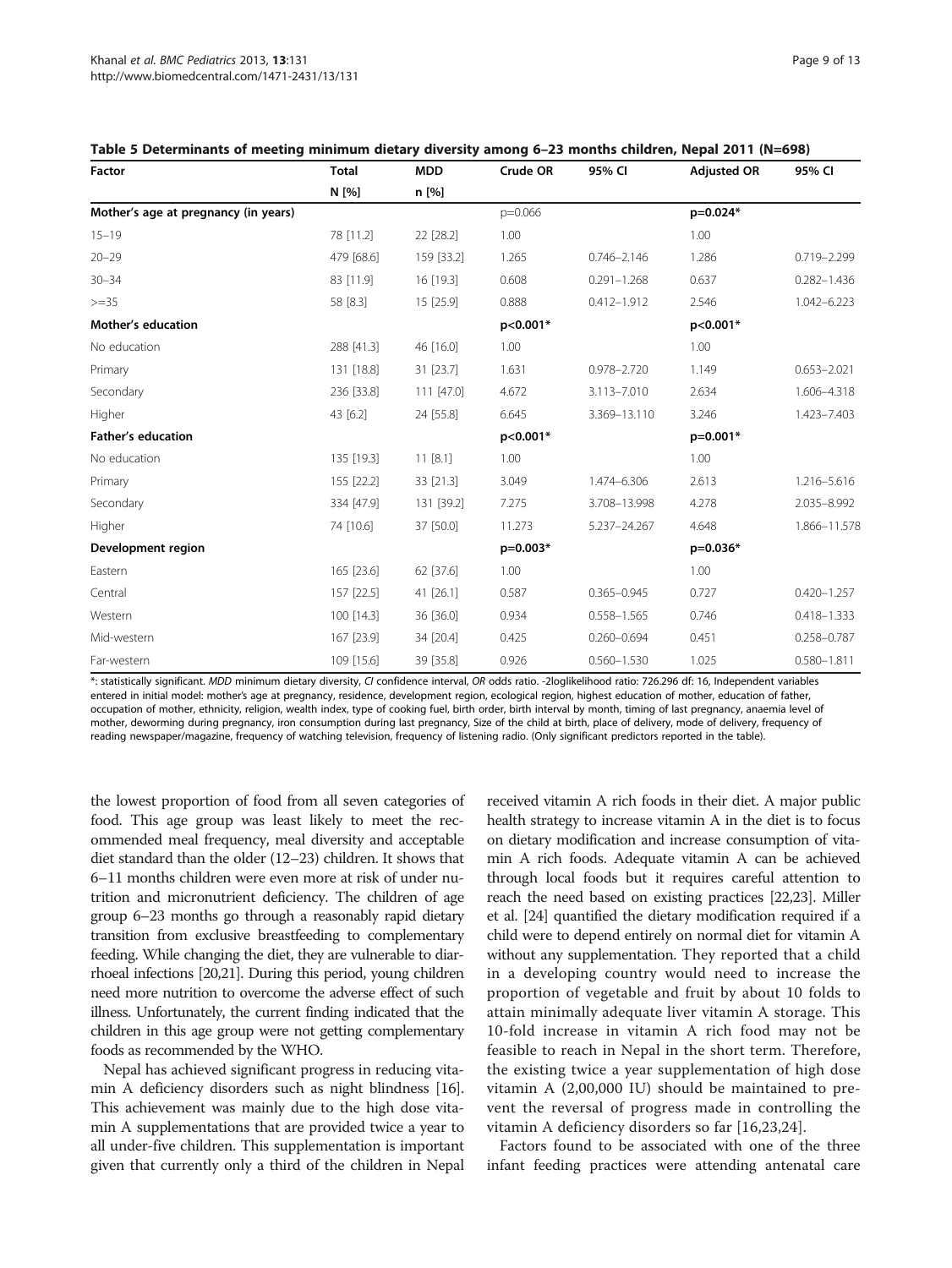**Table 5 Determinants of meeting minimum dietary diversity among 6–23 months children, Nepal 2011 (N=698)**

| Factor | Total | MDD | Crude OR | 95% CI | Adjusted OR | 95% CI |
|---|---|---|---|---|---|---|
| | N [%] | n [%] | | | | |
| **Mother's age at pregnancy (in years)** | | | p=0.066 | | p=0.024* | |
| 15–19 | 78 [11.2] | 22 [28.2] | 1.00 | | 1.00 | |
| 20–29 | 479 [68.6] | 159 [33.2] | 1.265 | 0.746–2.146 | 1.286 | 0.719–2.299 |
| 30–34 | 83 [11.9] | 16 [19.3] | 0.608 | 0.291–1.268 | 0.637 | 0.282–1.436 |
| >=35 | 58 [8.3] | 15 [25.9] | 0.888 | 0.412–1.912 | 2.546 | 1.042–6.223 |
| **Mother's education** | | | p<0.001* | | p<0.001* | |
| No education | 288 [41.3] | 46 [16.0] | 1.00 | | 1.00 | |
| Primary | 131 [18.8] | 31 [23.7] | 1.631 | 0.978–2.720 | 1.149 | 0.653–2.021 |
| Secondary | 236 [33.8] | 111 [47.0] | 4.672 | 3.113–7.010 | 2.634 | 1.606–4.318 |
| Higher | 43 [6.2] | 24 [55.8] | 6.645 | 3.369–13.110 | 3.246 | 1.423–7.403 |
| **Father's education** | | | p<0.001* | | p=0.001* | |
| No education | 135 [19.3] | 11 [8.1] | 1.00 | | 1.00 | |
| Primary | 155 [22.2] | 33 [21.3] | 3.049 | 1.474–6.306 | 2.613 | 1.216–5.616 |
| Secondary | 334 [47.9] | 131 [39.2] | 7.275 | 3.708–13.998 | 4.278 | 2.035–8.992 |
| Higher | 74 [10.6] | 37 [50.0] | 11.273 | 5.237–24.267 | 4.648 | 1.866–11.578 |
| **Development region** | | | p=0.003* | | p=0.036* | |
| Eastern | 165 [23.6] | 62 [37.6] | 1.00 | | 1.00 | |
| Central | 157 [22.5] | 41 [26.1] | 0.587 | 0.365–0.945 | 0.727 | 0.420–1.257 |
| Western | 100 [14.3] | 36 [36.0] | 0.934 | 0.558–1.565 | 0.746 | 0.418–1.333 |
| Mid-western | 167 [23.9] | 34 [20.4] | 0.425 | 0.260–0.694 | 0.451 | 0.258–0.787 |
| Far-western | 109 [15.6] | 39 [35.8] | 0.926 | 0.560–1.530 | 1.025 | 0.580–1.811 |

*: statistically significant. *MDD* minimum dietary diversity, *CI* confidence interval, *OR* odds ratio. -2loglikelihood ratio: 726.296 df: 16, Independent variables entered in initial model: mother's age at pregnancy, residence, development region, ecological region, highest education of mother, education of father, occupation of mother, ethnicity, religion, wealth index, type of cooking fuel, birth order, birth interval by month, timing of last pregnancy, anaemia level of mother, deworming during pregnancy, iron consumption during last pregnancy, Size of the child at birth, place of delivery, mode of delivery, frequency of reading newspaper/magazine, frequency of watching television, frequency of listening radio. (Only significant predictors reported in the table).

the lowest proportion of food from all seven categories of food. This age group was least likely to meet the recommended meal frequency, meal diversity and acceptable diet standard than the older (12–23) children. It shows that 6–11 months children were even more at risk of under nutrition and micronutrient deficiency. The children of age group 6–23 months go through a reasonably rapid dietary transition from exclusive breastfeeding to complementary feeding. While changing the diet, they are vulnerable to diarrhoeal infections [20,21]. During this period, young children need more nutrition to overcome the adverse effect of such illness. Unfortunately, the current finding indicated that the children in this age group were not getting complementary foods as recommended by the WHO.

Nepal has achieved significant progress in reducing vitamin A deficiency disorders such as night blindness [16]. This achievement was mainly due to the high dose vitamin A supplementations that are provided twice a year to all under-five children. This supplementation is important given that currently only a third of the children in Nepal received vitamin A rich foods in their diet. A major public health strategy to increase vitamin A in the diet is to focus on dietary modification and increase consumption of vitamin A rich foods. Adequate vitamin A can be achieved through local foods but it requires careful attention to reach the need based on existing practices [22,23]. Miller et al. [24] quantified the dietary modification required if a child were to depend entirely on normal diet for vitamin A without any supplementation. They reported that a child in a developing country would need to increase the proportion of vegetable and fruit by about 10 folds to attain minimally adequate liver vitamin A storage. This 10-fold increase in vitamin A rich food may not be feasible to reach in Nepal in the short term. Therefore, the existing twice a year supplementation of high dose vitamin A (2,00,000 IU) should be maintained to prevent the reversal of progress made in controlling the vitamin A deficiency disorders so far [16,23,24].

Factors found to be associated with one of the three infant feeding practices were attending antenatal care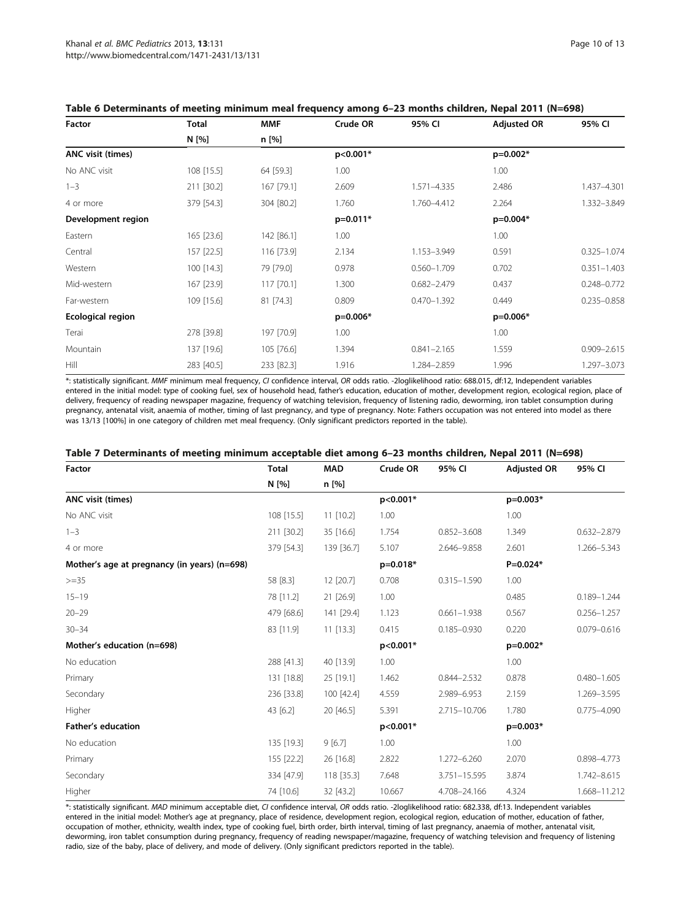**Table 6 Determinants of meeting minimum meal frequency among 6–23 months children, Nepal 2011 (N=698)**

| Factor | Total | MMF | Crude OR | 95% CI | Adjusted OR | 95% CI |
|---|---|---|---|---|---|---|
| | N [%] | n [%] | | | | |
| **ANC visit (times)** | | | p<0.001* | | p=0.002* | |
| No ANC visit | 108 [15.5] | 64 [59.3] | 1.00 | | 1.00 | |
| 1–3 | 211 [30.2] | 167 [79.1] | 2.609 | 1.571–4.335 | 2.486 | 1.437–4.301 |
| 4 or more | 379 [54.3] | 304 [80.2] | 1.760 | 1.760–4.412 | 2.264 | 1.332–3.849 |
| **Development region** | | | p=0.011* | | p=0.004* | |
| Eastern | 165 [23.6] | 142 [86.1] | 1.00 | | 1.00 | |
| Central | 157 [22.5] | 116 [73.9] | 2.134 | 1.153–3.949 | 0.591 | 0.325–1.074 |
| Western | 100 [14.3] | 79 [79.0] | 0.978 | 0.560–1.709 | 0.702 | 0.351–1.403 |
| Mid-western | 167 [23.9] | 117 [70.1] | 1.300 | 0.682–2.479 | 0.437 | 0.248–0.772 |
| Far-western | 109 [15.6] | 81 [74.3] | 0.809 | 0.470–1.392 | 0.449 | 0.235–0.858 |
| **Ecological region** | | | p=0.006* | | p=0.006* | |
| Terai | 278 [39.8] | 197 [70.9] | 1.00 | | 1.00 | |
| Mountain | 137 [19.6] | 105 [76.6] | 1.394 | 0.841–2.165 | 1.559 | 0.909–2.615 |
| Hill | 283 [40.5] | 233 [82.3] | 1.916 | 1.284–2.859 | 1.996 | 1.297–3.073 |

*: statistically significant. *MMF* minimum meal frequency, *CI* confidence interval, *OR* odds ratio. -2loglikelihood ratio: 688.015, df:12, Independent variables entered in the initial model: type of cooking fuel, sex of household head, father's education, education of mother, development region, ecological region, place of delivery, frequency of reading newspaper magazine, frequency of watching television, frequency of listening radio, deworming, iron tablet consumption during pregnancy, antenatal visit, anaemia of mother, timing of last pregnancy, and type of pregnancy. Note: Fathers occupation was not entered into model as there was 13/13 [100%] in one category of children met meal frequency. (Only significant predictors reported in the table).

**Table 7 Determinants of meeting minimum acceptable diet among 6–23 months children, Nepal 2011 (N=698)**

| Factor | Total | MAD | Crude OR | 95% CI | Adjusted OR | 95% CI |
|---|---|---|---|---|---|---|
| | N [%] | n [%] | | | | |
| **ANC visit (times)** | | | p<0.001* | | p=0.003* | |
| No ANC visit | 108 [15.5] | 11 [10.2] | 1.00 | | 1.00 | |
| 1–3 | 211 [30.2] | 35 [16.6] | 1.754 | 0.852–3.608 | 1.349 | 0.632–2.879 |
| 4 or more | 379 [54.3] | 139 [36.7] | 5.107 | 2.646–9.858 | 2.601 | 1.266–5.343 |
| **Mother's age at pregnancy (in years) (n=698)** | | | p=0.018* | | P=0.024* | |
| >=35 | 58 [8.3] | 12 [20.7] | 0.708 | 0.315–1.590 | 1.00 | |
| 15–19 | 78 [11.2] | 21 [26.9] | 1.00 | | 0.485 | 0.189–1.244 |
| 20–29 | 479 [68.6] | 141 [29.4] | 1.123 | 0.661–1.938 | 0.567 | 0.256–1.257 |
| 30–34 | 83 [11.9] | 11 [13.3] | 0.415 | 0.185–0.930 | 0.220 | 0.079–0.616 |
| **Mother's education (n=698)** | | | p<0.001* | | p=0.002* | |
| No education | 288 [41.3] | 40 [13.9] | 1.00 | | 1.00 | |
| Primary | 131 [18.8] | 25 [19.1] | 1.462 | 0.844–2.532 | 0.878 | 0.480–1.605 |
| Secondary | 236 [33.8] | 100 [42.4] | 4.559 | 2.989–6.953 | 2.159 | 1.269–3.595 |
| Higher | 43 [6.2] | 20 [46.5] | 5.391 | 2.715–10.706 | 1.780 | 0.775–4.090 |
| **Father's education** | | | p<0.001* | | p=0.003* | |
| No education | 135 [19.3] | 9 [6.7] | 1.00 | | 1.00 | |
| Primary | 155 [22.2] | 26 [16.8] | 2.822 | 1.272–6.260 | 2.070 | 0.898–4.773 |
| Secondary | 334 [47.9] | 118 [35.3] | 7.648 | 3.751–15.595 | 3.874 | 1.742–8.615 |
| Higher | 74 [10.6] | 32 [43.2] | 10.667 | 4.708–24.166 | 4.324 | 1.668–11.212 |

*: statistically significant. *MAD* minimum acceptable diet, *CI* confidence interval, *OR* odds ratio. -2loglikelihood ratio: 682.338, df:13. Independent variables entered in the initial model: Mother's age at pregnancy, place of residence, development region, ecological region, education of mother, education of father, occupation of mother, ethnicity, wealth index, type of cooking fuel, birth order, birth interval, timing of last pregnancy, anaemia of mother, antenatal visit, deworming, iron tablet consumption during pregnancy, frequency of reading newspaper/magazine, frequency of watching television and frequency of listening radio, size of the baby, place of delivery, and mode of delivery. (Only significant predictors reported in the table).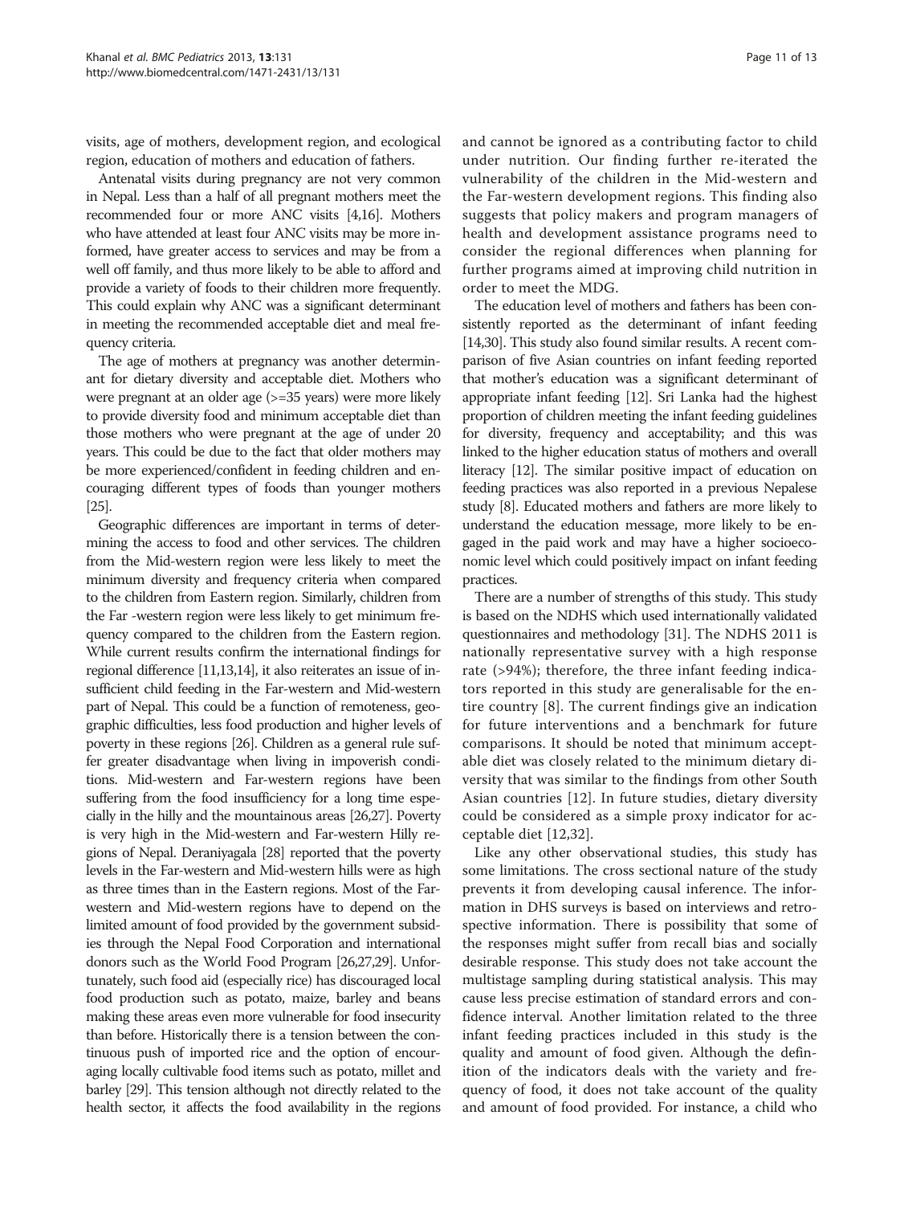visits, age of mothers, development region, and ecological region, education of mothers and education of fathers.

Antenatal visits during pregnancy are not very common in Nepal. Less than a half of all pregnant mothers meet the recommended four or more ANC visits [4,16]. Mothers who have attended at least four ANC visits may be more informed, have greater access to services and may be from a well off family, and thus more likely to be able to afford and provide a variety of foods to their children more frequently. This could explain why ANC was a significant determinant in meeting the recommended acceptable diet and meal frequency criteria.

The age of mothers at pregnancy was another determinant for dietary diversity and acceptable diet. Mothers who were pregnant at an older age (>=35 years) were more likely to provide diversity food and minimum acceptable diet than those mothers who were pregnant at the age of under 20 years. This could be due to the fact that older mothers may be more experienced/confident in feeding children and encouraging different types of foods than younger mothers [25].

Geographic differences are important in terms of determining the access to food and other services. The children from the Mid-western region were less likely to meet the minimum diversity and frequency criteria when compared to the children from Eastern region. Similarly, children from the Far -western region were less likely to get minimum frequency compared to the children from the Eastern region. While current results confirm the international findings for regional difference [11,13,14], it also reiterates an issue of insufficient child feeding in the Far-western and Mid-western part of Nepal. This could be a function of remoteness, geographic difficulties, less food production and higher levels of poverty in these regions [26]. Children as a general rule suffer greater disadvantage when living in impoverish conditions. Mid-western and Far-western regions have been suffering from the food insufficiency for a long time especially in the hilly and the mountainous areas [26,27]. Poverty is very high in the Mid-western and Far-western Hilly regions of Nepal. Deraniyagala [28] reported that the poverty levels in the Far-western and Mid-western hills were as high as three times than in the Eastern regions. Most of the Far-western and Mid-western regions have to depend on the limited amount of food provided by the government subsidies through the Nepal Food Corporation and international donors such as the World Food Program [26,27,29]. Unfortunately, such food aid (especially rice) has discouraged local food production such as potato, maize, barley and beans making these areas even more vulnerable for food insecurity than before. Historically there is a tension between the continuous push of imported rice and the option of encouraging locally cultivable food items such as potato, millet and barley [29]. This tension although not directly related to the health sector, it affects the food availability in the regions and cannot be ignored as a contributing factor to child under nutrition. Our finding further re-iterated the vulnerability of the children in the Mid-western and the Far-western development regions. This finding also suggests that policy makers and program managers of health and development assistance programs need to consider the regional differences when planning for further programs aimed at improving child nutrition in order to meet the MDG.

The education level of mothers and fathers has been consistently reported as the determinant of infant feeding [14,30]. This study also found similar results. A recent comparison of five Asian countries on infant feeding reported that mother's education was a significant determinant of appropriate infant feeding [12]. Sri Lanka had the highest proportion of children meeting the infant feeding guidelines for diversity, frequency and acceptability; and this was linked to the higher education status of mothers and overall literacy [12]. The similar positive impact of education on feeding practices was also reported in a previous Nepalese study [8]. Educated mothers and fathers are more likely to understand the education message, more likely to be engaged in the paid work and may have a higher socioeconomic level which could positively impact on infant feeding practices.

There are a number of strengths of this study. This study is based on the NDHS which used internationally validated questionnaires and methodology [31]. The NDHS 2011 is nationally representative survey with a high response rate (>94%); therefore, the three infant feeding indicators reported in this study are generalisable for the entire country [8]. The current findings give an indication for future interventions and a benchmark for future comparisons. It should be noted that minimum acceptable diet was closely related to the minimum dietary diversity that was similar to the findings from other South Asian countries [12]. In future studies, dietary diversity could be considered as a simple proxy indicator for acceptable diet [12,32].

Like any other observational studies, this study has some limitations. The cross sectional nature of the study prevents it from developing causal inference. The information in DHS surveys is based on interviews and retrospective information. There is possibility that some of the responses might suffer from recall bias and socially desirable response. This study does not take account the multistage sampling during statistical analysis. This may cause less precise estimation of standard errors and confidence interval. Another limitation related to the three infant feeding practices included in this study is the quality and amount of food given. Although the definition of the indicators deals with the variety and frequency of food, it does not take account of the quality and amount of food provided. For instance, a child who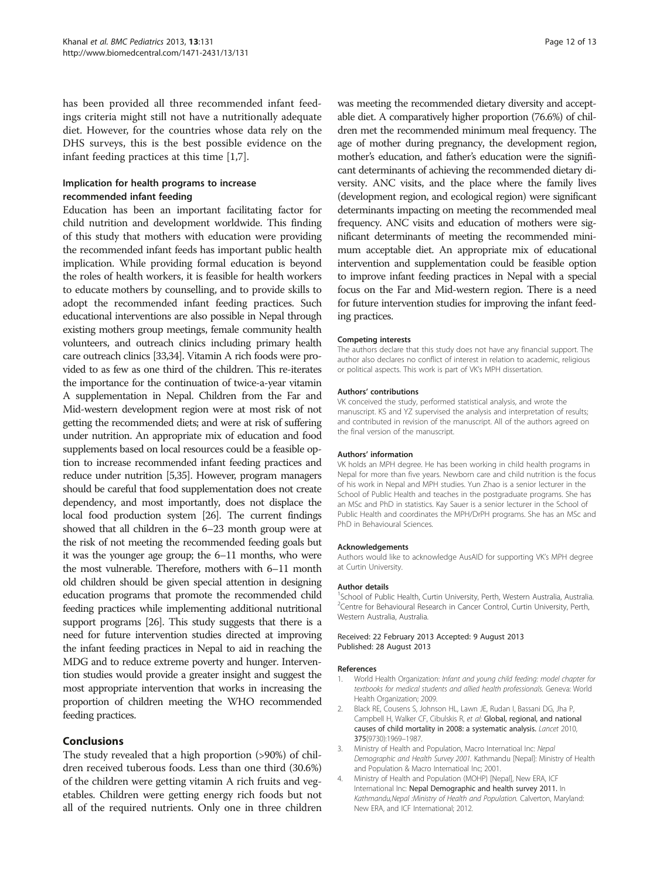has been provided all three recommended infant feedings criteria might still not have a nutritionally adequate diet. However, for the countries whose data rely on the DHS surveys, this is the best possible evidence on the infant feeding practices at this time [1,7].

### Implication for health programs to increase recommended infant feeding

Education has been an important facilitating factor for child nutrition and development worldwide. This finding of this study that mothers with education were providing the recommended infant feeds has important public health implication. While providing formal education is beyond the roles of health workers, it is feasible for health workers to educate mothers by counselling, and to provide skills to adopt the recommended infant feeding practices. Such educational interventions are also possible in Nepal through existing mothers group meetings, female community health volunteers, and outreach clinics including primary health care outreach clinics [33,34]. Vitamin A rich foods were provided to as few as one third of the children. This re-iterates the importance for the continuation of twice-a-year vitamin A supplementation in Nepal. Children from the Far and Mid-western development region were at most risk of not getting the recommended diets; and were at risk of suffering under nutrition. An appropriate mix of education and food supplements based on local resources could be a feasible option to increase recommended infant feeding practices and reduce under nutrition [5,35]. However, program managers should be careful that food supplementation does not create dependency, and most importantly, does not displace the local food production system [26]. The current findings showed that all children in the 6–23 month group were at the risk of not meeting the recommended feeding goals but it was the younger age group; the 6–11 months, who were the most vulnerable. Therefore, mothers with 6–11 month old children should be given special attention in designing education programs that promote the recommended child feeding practices while implementing additional nutritional support programs [26]. This study suggests that there is a need for future intervention studies directed at improving the infant feeding practices in Nepal to aid in reaching the MDG and to reduce extreme poverty and hunger. Intervention studies would provide a greater insight and suggest the most appropriate intervention that works in increasing the proportion of children meeting the WHO recommended feeding practices.

## Conclusions

The study revealed that a high proportion (>90%) of children received tuberous foods. Less than one third (30.6%) of the children were getting vitamin A rich fruits and vegetables. Children were getting energy rich foods but not all of the required nutrients. Only one in three children was meeting the recommended dietary diversity and acceptable diet. A comparatively higher proportion (76.6%) of children met the recommended minimum meal frequency. The age of mother during pregnancy, the development region, mother's education, and father's education were the significant determinants of achieving the recommended dietary diversity. ANC visits, and the place where the family lives (development region, and ecological region) were significant determinants impacting on meeting the recommended meal frequency. ANC visits and education of mothers were significant determinants of meeting the recommended minimum acceptable diet. An appropriate mix of educational intervention and supplementation could be feasible option to improve infant feeding practices in Nepal with a special focus on the Far and Mid-western region. There is a need for future intervention studies for improving the infant feeding practices.

#### Competing interests

The authors declare that this study does not have any financial support. The author also declares no conflict of interest in relation to academic, religious or political aspects. This work is part of VK's MPH dissertation.

#### Authors' contributions

VK conceived the study, performed statistical analysis, and wrote the manuscript. KS and YZ supervised the analysis and interpretation of results; and contributed in revision of the manuscript. All of the authors agreed on the final version of the manuscript.

#### Authors' information

VK holds an MPH degree. He has been working in child health programs in Nepal for more than five years. Newborn care and child nutrition is the focus of his work in Nepal and MPH studies. Yun Zhao is a senior lecturer in the School of Public Health and teaches in the postgraduate programs. She has an MSc and PhD in statistics. Kay Sauer is a senior lecturer in the School of Public Health and coordinates the MPH/DrPH programs. She has an MSc and PhD in Behavioural Sciences.

#### Acknowledgements

Authors would like to acknowledge AusAID for supporting VK's MPH degree at Curtin University.

#### Author details

[1]School of Public Health, Curtin University, Perth, Western Australia, Australia. [2]Centre for Behavioural Research in Cancer Control, Curtin University, Perth, Western Australia, Australia.

Received: 22 February 2013 Accepted: 9 August 2013
Published: 28 August 2013

#### References

1. World Health Organization: *Infant and young child feeding: model chapter for textbooks for medical students and allied health professionals.* Geneva: World Health Organization; 2009.
2. Black RE, Cousens S, Johnson HL, Lawn JE, Rudan I, Bassani DG, Jha P, Campbell H, Walker CF, Cibulskis R, *et al*: **Global, regional, and national causes of child mortality in 2008: a systematic analysis.** *Lancet* 2010, **375**(9730):1969–1987.
3. Ministry of Health and Population, Macro Internatioal Inc: *Nepal Demographic and Health Survey 2001.* Kathmandu [Nepal]: Ministry of Health and Population & Macro Internatioal Inc; 2001.
4. Ministry of Health and Population (MOHP) [Nepal], New ERA, ICF International Inc: **Nepal Demographic and health survey 2011.** In *Kathmandu,Nepal :Ministry of Health and Population.* Calverton, Maryland: New ERA, and ICF International; 2012.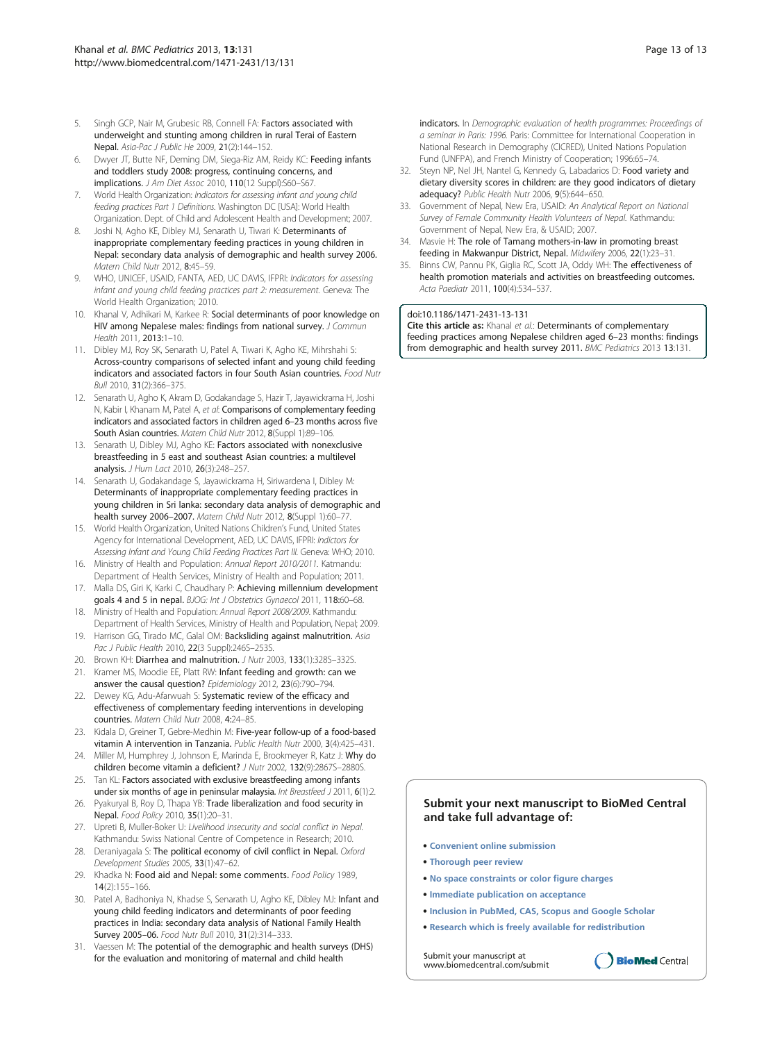5. Singh GCP, Nair M, Grubesic RB, Connell FA: **Factors associated with underweight and stunting among children in rural Terai of Eastern Nepal.** *Asia-Pac J Public He* 2009, **21**(2):144–152.
6. Dwyer JT, Butte NF, Deming DM, Siega-Riz AM, Reidy KC: **Feeding infants and toddlers study 2008: progress, continuing concerns, and implications.** *J Am Diet Assoc* 2010, **110**(12 Suppl):S60–S67.
7. World Health Organization: *Indicators for assessing infant and young child feeding practices Part 1 Definitions.* Washington DC [USA]: World Health Organization. Dept. of Child and Adolescent Health and Development; 2007.
8. Joshi N, Agho KE, Dibley MJ, Senarath U, Tiwari K: **Determinants of inappropriate complementary feeding practices in young children in Nepal: secondary data analysis of demographic and health survey 2006.** *Matern Child Nutr* 2012, **8**:45–59.
9. WHO, UNICEF, USAID, FANTA, AED, UC DAVIS, IFPRI: *Indicators for assessing infant and young child feeding practices part 2: measurement.* Geneva: The World Health Organization; 2010.
10. Khanal V, Adhikari M, Karkee R: **Social determinants of poor knowledge on HIV among Nepalese males: findings from national survey.** *J Commun Health* 2011, **2013**:1–10.
11. Dibley MJ, Roy SK, Senarath U, Patel A, Tiwari K, Agho KE, Mihrshahi S: **Across-country comparisons of selected infant and young child feeding indicators and associated factors in four South Asian countries.** *Food Nutr Bull* 2010, **31**(2):366–375.
12. Senarath U, Agho K, Akram D, Godakandage S, Hazir T, Jayawickrama H, Joshi N, Kabir I, Khanam M, Patel A, *et al*: **Comparisons of complementary feeding indicators and associated factors in children aged 6–23 months across five South Asian countries.** *Matern Child Nutr* 2012, **8**(Suppl 1):89–106.
13. Senarath U, Dibley MJ, Agho KE: **Factors associated with nonexclusive breastfeeding in 5 east and southeast Asian countries: a multilevel analysis.** *J Hum Lact* 2010, **26**(3):248–257.
14. Senarath U, Godakandage S, Jayawickrama H, Siriwardena I, Dibley M: **Determinants of inappropriate complementary feeding practices in young children in Sri lanka: secondary data analysis of demographic and health survey 2006–2007.** *Matern Child Nutr* 2012, **8**(Suppl 1):60–77.
15. World Health Organization, United Nations Children's Fund, United States Agency for International Development, AED, UC DAVIS, IFPRI: *Indictors for Assessing Infant and Young Child Feeding Practices Part III.* Geneva: WHO; 2010.
16. Ministry of Health and Population: *Annual Report 2010/2011.* Katmandu: Department of Health Services, Ministry of Health and Population; 2011.
17. Malla DS, Giri K, Karki C, Chaudhary P: **Achieving millennium development goals 4 and 5 in nepal.** *BJOG: Int J Obstetrics Gynaecol* 2011, **118**:60–68.
18. Ministry of Health and Population: *Annual Report 2008/2009.* Kathmandu: Department of Health Services, Ministry of Health and Population, Nepal; 2009.
19. Harrison GG, Tirado MC, Galal OM: **Backsliding against malnutrition.** *Asia Pac J Public Health* 2010, **22**(3 Suppl):246S–253S.
20. Brown KH: **Diarrhea and malnutrition.** *J Nutr* 2003, **133**(1):328S–332S.
21. Kramer MS, Moodie EE, Platt RW: **Infant feeding and growth: can we answer the causal question?** *Epidemiology* 2012, **23**(6):790–794.
22. Dewey KG, Adu-Afarwuah S: **Systematic review of the efficacy and effectiveness of complementary feeding interventions in developing countries.** *Matern Child Nutr* 2008, **4**:24–85.
23. Kidala D, Greiner T, Gebre-Medhin M: **Five-year follow-up of a food-based vitamin A intervention in Tanzania.** *Public Health Nutr* 2000, **3**(4):425–431.
24. Miller M, Humphrey J, Johnson E, Marinda E, Brookmeyer R, Katz J: **Why do children become vitamin a deficient?** *J Nutr* 2002, **132**(9):2867S–2880S.
25. Tan KL: **Factors associated with exclusive breastfeeding among infants under six months of age in peninsular malaysia.** *Int Breastfeed J* 2011, **6**(1):2.
26. Pyakuryal B, Roy D, Thapa YB: **Trade liberalization and food security in Nepal.** *Food Policy* 2010, **35**(1):20–31.
27. Upreti B, Muller-Boker U: *Livelihood insecurity and social conflict in Nepal.* Kathmandu: Swiss National Centre of Competence in Research; 2010.
28. Deraniyagala S: **The political economy of civil conflict in Nepal.** *Oxford Development Studies* 2005, **33**(1):47–62.
29. Khadka N: **Food aid and Nepal: some comments.** *Food Policy* 1989, **14**(2):155–166.
30. Patel A, Badhoniya N, Khadse S, Senarath U, Agho KE, Dibley MJ: **Infant and young child feeding indicators and determinants of poor feeding practices in India: secondary data analysis of National Family Health Survey 2005–06.** *Food Nutr Bull* 2010, **31**(2):314–333.
31. Vaessen M: **The potential of the demographic and health surveys (DHS) for the evaluation and monitoring of maternal and child health indicators.** In *Demographic evaluation of health programmes: Proceedings of a seminar in Paris: 1996.* Paris: Committee for International Cooperation in National Research in Demography (CICRED), United Nations Population Fund (UNFPA), and French Ministry of Cooperation; 1996:65–74.
32. Steyn NP, Nel JH, Nantel G, Kennedy G, Labadarios D: **Food variety and dietary diversity scores in children: are they good indicators of dietary adequacy?** *Public Health Nutr* 2006, **9**(5):644–650.
33. Government of Nepal, New Era, USAID: *An Analytical Report on National Survey of Female Community Health Volunteers of Nepal.* Kathmandu: Government of Nepal, New Era, & USAID; 2007.
34. Masvie H: **The role of Tamang mothers-in-law in promoting breast feeding in Makwanpur District, Nepal.** *Midwifery* 2006, **22**(1):23–31.
35. Binns CW, Pannu PK, Giglia RC, Scott JA, Oddy WH: **The effectiveness of health promotion materials and activities on breastfeeding outcomes.** *Acta Paediatr* 2011, **100**(4):534–537.

doi:10.1186/1471-2431-13-131

**Cite this article as:** Khanal *et al.*: Determinants of complementary feeding practices among Nepalese children aged 6–23 months: findings from demographic and health survey 2011. *BMC Pediatrics* 2013 **13**:131.

**Submit your next manuscript to BioMed Central and take full advantage of:**

- **Convenient online submission**
- **Thorough peer review**
- **No space constraints or color figure charges**
- **Immediate publication on acceptance**
- **Inclusion in PubMed, CAS, Scopus and Google Scholar**
- **Research which is freely available for redistribution**

Submit your manuscript at
www.biomedcentral.com/submit

BioMed Central